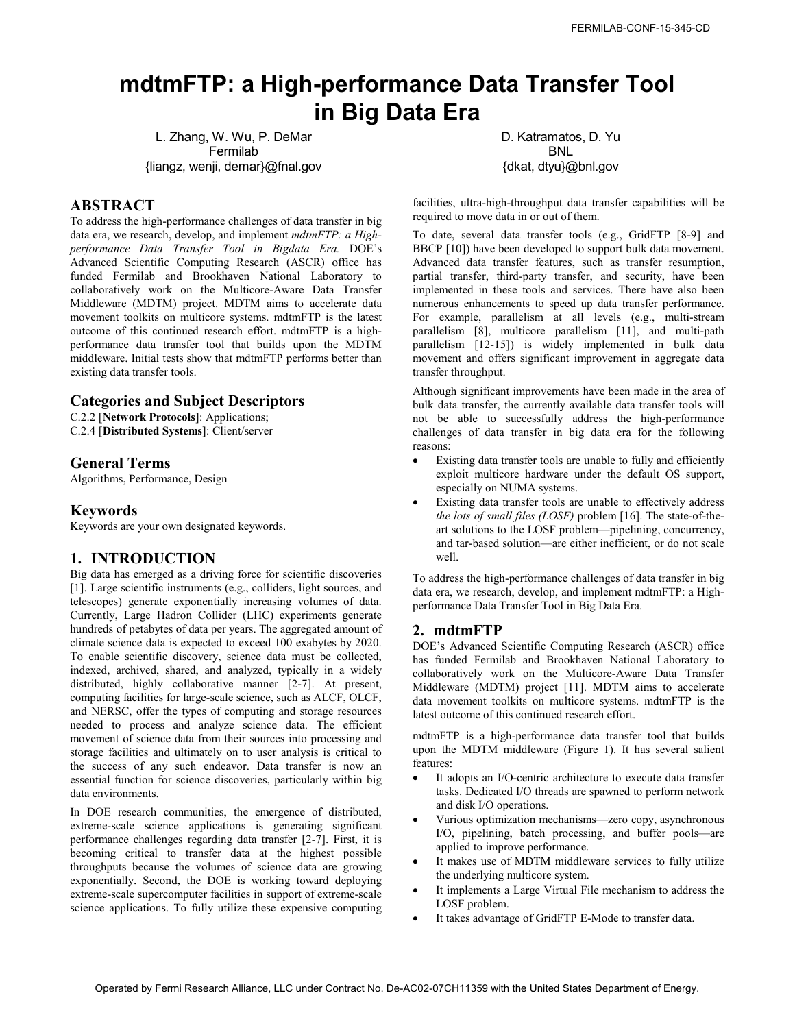# mdtmFTP: a High-performance Data Transfer Tool in Big Data Era

L. Zhang, W. Wu, P. DeMar
Fermilab
{liangz, wenji, demar}@fnal.gov

D. Katramatos, D. Yu
BNL
{dkat, dtyu}@bnl.gov

## ABSTRACT

To address the high-performance challenges of data transfer in big data era, we research, develop, and implement *mdtmFTP: a High-performance Data Transfer Tool in Bigdata Era.* DOE's Advanced Scientific Computing Research (ASCR) office has funded Fermilab and Brookhaven National Laboratory to collaboratively work on the Multicore-Aware Data Transfer Middleware (MDTM) project. MDTM aims to accelerate data movement toolkits on multicore systems. mdtmFTP is the latest outcome of this continued research effort. mdtmFTP is a high-performance data transfer tool that builds upon the MDTM middleware. Initial tests show that mdtmFTP performs better than existing data transfer tools.

## Categories and Subject Descriptors

C.2.2 [**Network Protocols**]: Applications;
C.2.4 [**Distributed Systems**]: Client/server

## General Terms

Algorithms, Performance, Design

## Keywords

Keywords are your own designated keywords.

## 1. INTRODUCTION

Big data has emerged as a driving force for scientific discoveries [1]. Large scientific instruments (e.g., colliders, light sources, and telescopes) generate exponentially increasing volumes of data. Currently, Large Hadron Collider (LHC) experiments generate hundreds of petabytes of data per years. The aggregated amount of climate science data is expected to exceed 100 exabytes by 2020. To enable scientific discovery, science data must be collected, indexed, archived, shared, and analyzed, typically in a widely distributed, highly collaborative manner [2-7]. At present, computing facilities for large-scale science, such as ALCF, OLCF, and NERSC, offer the types of computing and storage resources needed to process and analyze science data. The efficient movement of science data from their sources into processing and storage facilities and ultimately on to user analysis is critical to the success of any such endeavor. Data transfer is now an essential function for science discoveries, particularly within big data environments.

In DOE research communities, the emergence of distributed, extreme-scale science applications is generating significant performance challenges regarding data transfer [2-7]. First, it is becoming critical to transfer data at the highest possible throughputs because the volumes of science data are growing exponentially. Second, the DOE is working toward deploying extreme-scale supercomputer facilities in support of extreme-scale science applications. To fully utilize these expensive computing facilities, ultra-high-throughput data transfer capabilities will be required to move data in or out of them.

To date, several data transfer tools (e.g., GridFTP [8-9] and BBCP [10]) have been developed to support bulk data movement. Advanced data transfer features, such as transfer resumption, partial transfer, third-party transfer, and security, have been implemented in these tools and services. There have also been numerous enhancements to speed up data transfer performance. For example, parallelism at all levels (e.g., multi-stream parallelism [8], multicore parallelism [11], and multi-path parallelism [12-15]) is widely implemented in bulk data movement and offers significant improvement in aggregate data transfer throughput.

Although significant improvements have been made in the area of bulk data transfer, the currently available data transfer tools will not be able to successfully address the high-performance challenges of data transfer in big data era for the following reasons:

- Existing data transfer tools are unable to fully and efficiently exploit multicore hardware under the default OS support, especially on NUMA systems.
- Existing data transfer tools are unable to effectively address *the lots of small files (LOSF)* problem [16]. The state-of-the-art solutions to the LOSF problem—pipelining, concurrency, and tar-based solution—are either inefficient, or do not scale well.

To address the high-performance challenges of data transfer in big data era, we research, develop, and implement mdtmFTP: a High-performance Data Transfer Tool in Big Data Era.

## 2. mdtmFTP

DOE's Advanced Scientific Computing Research (ASCR) office has funded Fermilab and Brookhaven National Laboratory to collaboratively work on the Multicore-Aware Data Transfer Middleware (MDTM) project [11]. MDTM aims to accelerate data movement toolkits on multicore systems. mdtmFTP is the latest outcome of this continued research effort.

mdtmFTP is a high-performance data transfer tool that builds upon the MDTM middleware (Figure 1). It has several salient features:

- It adopts an I/O-centric architecture to execute data transfer tasks. Dedicated I/O threads are spawned to perform network and disk I/O operations.
- Various optimization mechanisms—zero copy, asynchronous I/O, pipelining, batch processing, and buffer pools—are applied to improve performance.
- It makes use of MDTM middleware services to fully utilize the underlying multicore system.
- It implements a Large Virtual File mechanism to address the LOSF problem.
- It takes advantage of GridFTP E-Mode to transfer data.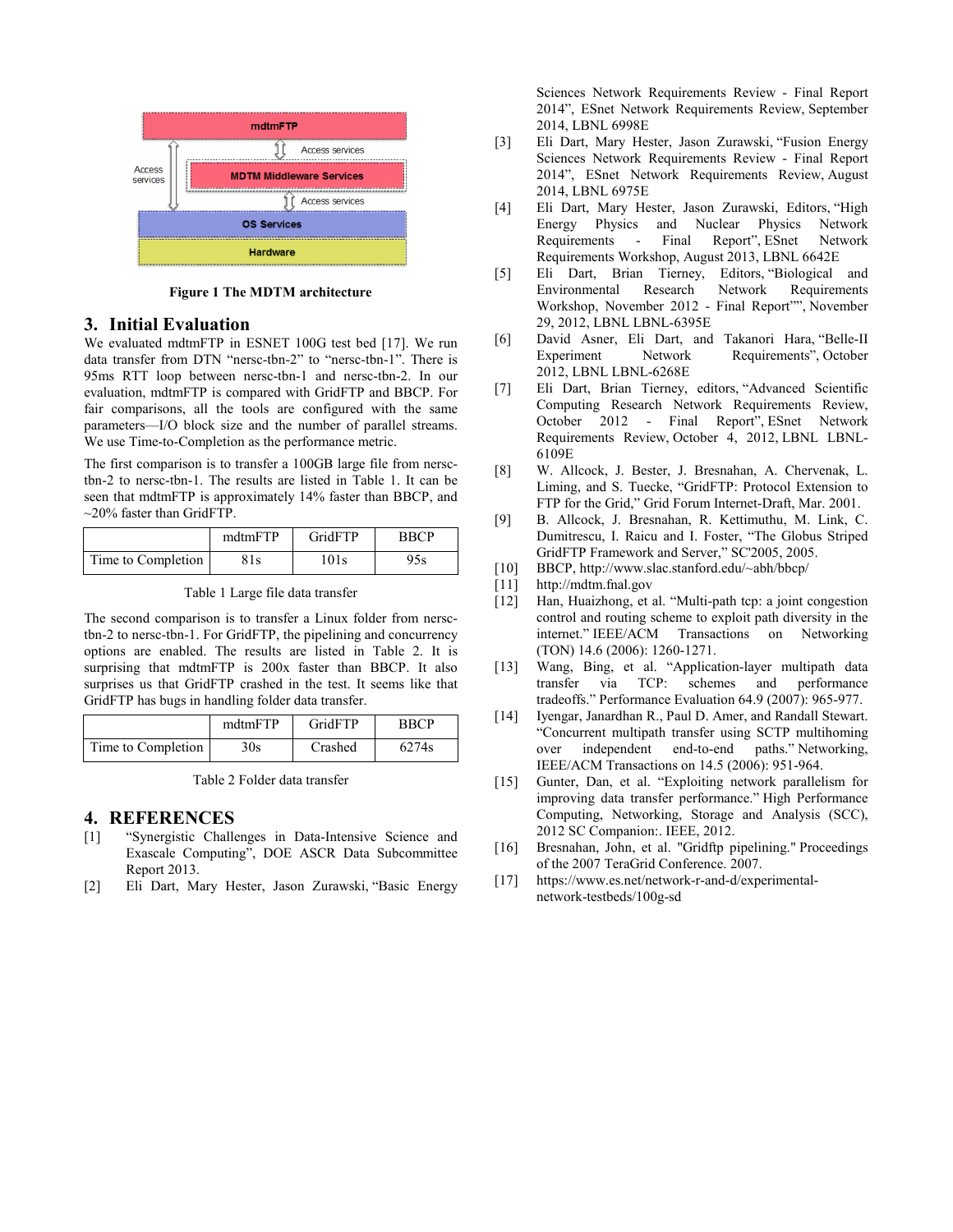mdtmFTP

Access services

Access services

MDTM Middleware Services

Access services

OS Services

Hardware

**Figure 1 The MDTM architecture**

## 3. Initial Evaluation

We evaluated mdtmFTP in ESNET 100G test bed [17]. We run data transfer from DTN "nersc-tbn-2" to "nersc-tbn-1". There is 95ms RTT loop between nersc-tbn-1 and nersc-tbn-2. In our evaluation, mdtmFTP is compared with GridFTP and BBCP. For fair comparisons, all the tools are configured with the same parameters—I/O block size and the number of parallel streams. We use Time-to-Completion as the performance metric.

The first comparison is to transfer a 100GB large file from nersc-tbn-2 to nersc-tbn-1. The results are listed in Table 1. It can be seen that mdtmFTP is approximately 14% faster than BBCP, and ~20% faster than GridFTP.

| | mdtmFTP | GridFTP | BBCP |
|---|---|---|---|
| Time to Completion | 81s | 101s | 95s |

Table 1 Large file data transfer

The second comparison is to transfer a Linux folder from nersc-tbn-2 to nersc-tbn-1. For GridFTP, the pipelining and concurrency options are enabled. The results are listed in Table 2. It is surprising that mdtmFTP is 200x faster than BBCP. It also surprises us that GridFTP crashed in the test. It seems like that GridFTP has bugs in handling folder data transfer.

| | mdtmFTP | GridFTP | BBCP |
|---|---|---|---|
| Time to Completion | 30s | Crashed | 6274s |

Table 2 Folder data transfer

## 4. REFERENCES

[1] "Synergistic Challenges in Data-Intensive Science and Exascale Computing", DOE ASCR Data Subcommittee Report 2013.

[2] Eli Dart, Mary Hester, Jason Zurawski, "Basic Energy Sciences Network Requirements Review - Final Report 2014", ESnet Network Requirements Review, September 2014, LBNL 6998E

[3] Eli Dart, Mary Hester, Jason Zurawski, "Fusion Energy Sciences Network Requirements Review - Final Report 2014", ESnet Network Requirements Review, August 2014, LBNL 6975E

[4] Eli Dart, Mary Hester, Jason Zurawski, Editors, "High Energy Physics and Nuclear Physics Network Requirements - Final Report", ESnet Network Requirements Workshop, August 2013, LBNL 6642E

[5] Eli Dart, Brian Tierney, Editors, "Biological and Environmental Research Network Requirements Workshop, November 2012 - Final Report"", November 29, 2012, LBNL LBNL-6395E

[6] David Asner, Eli Dart, and Takanori Hara, "Belle-II Experiment Network Requirements", October 2012, LBNL LBNL-6268E

[7] Eli Dart, Brian Tierney, editors, "Advanced Scientific Computing Research Network Requirements Review, October 2012 - Final Report", ESnet Network Requirements Review, October 4, 2012, LBNL LBNL-6109E

[8] W. Allcock, J. Bester, J. Bresnahan, A. Chervenak, L. Liming, and S. Tuecke, "GridFTP: Protocol Extension to FTP for the Grid," Grid Forum Internet-Draft, Mar. 2001.

[9] B. Allcock, J. Bresnahan, R. Kettimuthu, M. Link, C. Dumitrescu, I. Raicu and I. Foster, "The Globus Striped GridFTP Framework and Server," SC'2005, 2005.

[10] BBCP, http://www.slac.stanford.edu/~abh/bbcp/

[11] http://mdtm.fnal.gov

[12] Han, Huaizhong, et al. "Multi-path tcp: a joint congestion control and routing scheme to exploit path diversity in the internet." IEEE/ACM Transactions on Networking (TON) 14.6 (2006): 1260-1271.

[13] Wang, Bing, et al. "Application-layer multipath data transfer via TCP: schemes and performance tradeoffs." Performance Evaluation 64.9 (2007): 965-977.

[14] Iyengar, Janardhan R., Paul D. Amer, and Randall Stewart. "Concurrent multipath transfer using SCTP multihoming over independent end-to-end paths." Networking, IEEE/ACM Transactions on 14.5 (2006): 951-964.

[15] Gunter, Dan, et al. "Exploiting network parallelism for improving data transfer performance." High Performance Computing, Networking, Storage and Analysis (SCC), 2012 SC Companion:. IEEE, 2012.

[16] Bresnahan, John, et al. "Gridftp pipelining." Proceedings of the 2007 TeraGrid Conference. 2007.

[17] https://www.es.net/network-r-and-d/experimental-network-testbeds/100g-sd